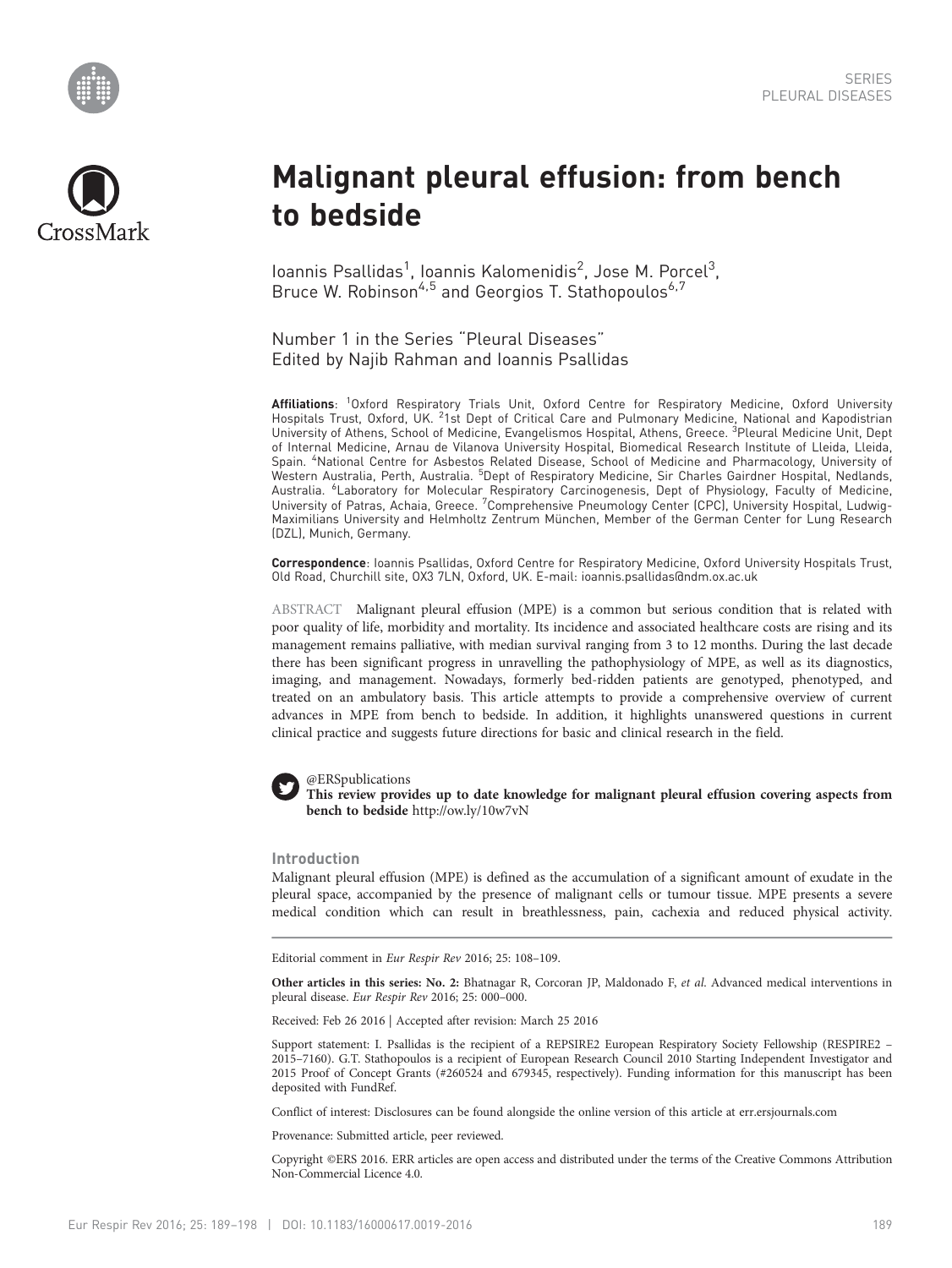SERIES
PLEURAL DISEASES

# Malignant pleural effusion: from bench to bedside

Ioannis Psallidas[1], Ioannis Kalomenidis[2], Jose M. Porcel[3], Bruce W. Robinson[4,5] and Georgios T. Stathopoulos[6,7]

Number 1 in the Series "Pleural Diseases"
Edited by Najib Rahman and Ioannis Psallidas

**Affiliations**: [1]Oxford Respiratory Trials Unit, Oxford Centre for Respiratory Medicine, Oxford University Hospitals Trust, Oxford, UK. [2]1st Dept of Critical Care and Pulmonary Medicine, National and Kapodistrian University of Athens, School of Medicine, Evangelismos Hospital, Athens, Greece. [3]Pleural Medicine Unit, Dept of Internal Medicine, Arnau de Vilanova University Hospital, Biomedical Research Institute of Lleida, Lleida, Spain. [4]National Centre for Asbestos Related Disease, School of Medicine and Pharmacology, University of Western Australia, Perth, Australia. [5]Dept of Respiratory Medicine, Sir Charles Gairdner Hospital, Nedlands, Australia. [6]Laboratory for Molecular Respiratory Carcinogenesis, Dept of Physiology, Faculty of Medicine, University of Patras, Achaia, Greece. [7]Comprehensive Pneumology Center (CPC), University Hospital, Ludwig-Maximilians University and Helmholtz Zentrum München, Member of the German Center for Lung Research (DZL), Munich, Germany.

**Correspondence**: Ioannis Psallidas, Oxford Centre for Respiratory Medicine, Oxford University Hospitals Trust, Old Road, Churchill site, OX3 7LN, Oxford, UK. E-mail: ioannis.psallidas@ndm.ox.ac.uk

ABSTRACT Malignant pleural effusion (MPE) is a common but serious condition that is related with poor quality of life, morbidity and mortality. Its incidence and associated healthcare costs are rising and its management remains palliative, with median survival ranging from 3 to 12 months. During the last decade there has been significant progress in unravelling the pathophysiology of MPE, as well as its diagnostics, imaging, and management. Nowadays, formerly bed-ridden patients are genotyped, phenotyped, and treated on an ambulatory basis. This article attempts to provide a comprehensive overview of current advances in MPE from bench to bedside. In addition, it highlights unanswered questions in current clinical practice and suggests future directions for basic and clinical research in the field.

@ERSpublications
**This review provides up to date knowledge for malignant pleural effusion covering aspects from bench to bedside** http://ow.ly/10w7vN

## Introduction

Malignant pleural effusion (MPE) is defined as the accumulation of a significant amount of exudate in the pleural space, accompanied by the presence of malignant cells or tumour tissue. MPE presents a severe medical condition which can result in breathlessness, pain, cachexia and reduced physical activity.

Editorial comment in *Eur Respir Rev* 2016; 25: 108–109.

**Other articles in this series: No. 2:** Bhatnagar R, Corcoran JP, Maldonado F, *et al.* Advanced medical interventions in pleural disease. *Eur Respir Rev* 2016; 25: 000–000.

Received: Feb 26 2016 | Accepted after revision: March 25 2016

Support statement: I. Psallidas is the recipient of a REPSIRE2 European Respiratory Society Fellowship (RESPIRE2 – 2015–7160). G.T. Stathopoulos is a recipient of European Research Council 2010 Starting Independent Investigator and 2015 Proof of Concept Grants (#260524 and 679345, respectively). Funding information for this manuscript has been deposited with FundRef.

Conflict of interest: Disclosures can be found alongside the online version of this article at err.ersjournals.com

Provenance: Submitted article, peer reviewed.

Copyright ©ERS 2016. ERR articles are open access and distributed under the terms of the Creative Commons Attribution Non-Commercial Licence 4.0.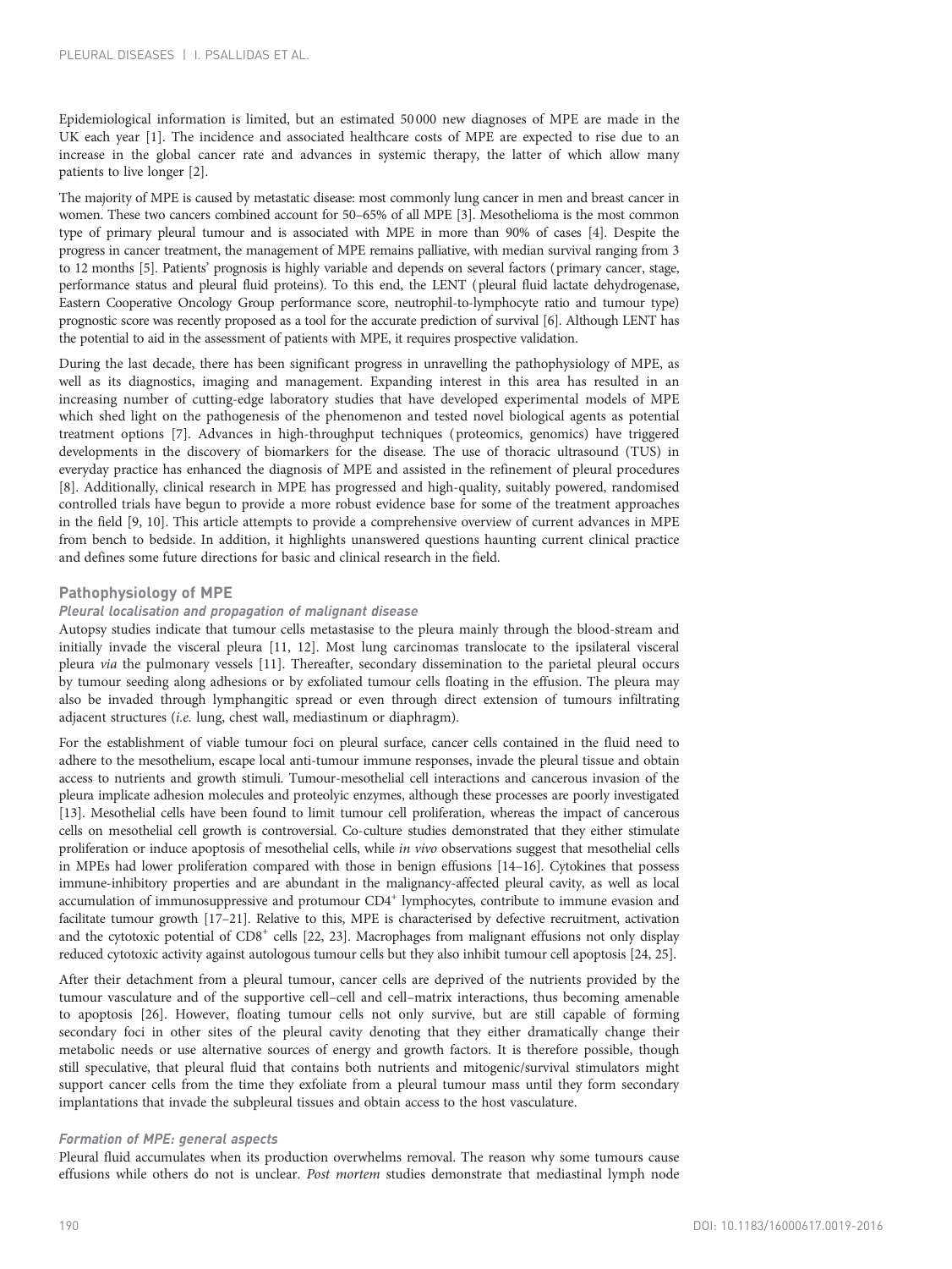Epidemiological information is limited, but an estimated 50 000 new diagnoses of MPE are made in the UK each year [1]. The incidence and associated healthcare costs of MPE are expected to rise due to an increase in the global cancer rate and advances in systemic therapy, the latter of which allow many patients to live longer [2].

The majority of MPE is caused by metastatic disease: most commonly lung cancer in men and breast cancer in women. These two cancers combined account for 50–65% of all MPE [3]. Mesothelioma is the most common type of primary pleural tumour and is associated with MPE in more than 90% of cases [4]. Despite the progress in cancer treatment, the management of MPE remains palliative, with median survival ranging from 3 to 12 months [5]. Patients' prognosis is highly variable and depends on several factors (primary cancer, stage, performance status and pleural fluid proteins). To this end, the LENT (pleural fluid lactate dehydrogenase, Eastern Cooperative Oncology Group performance score, neutrophil-to-lymphocyte ratio and tumour type) prognostic score was recently proposed as a tool for the accurate prediction of survival [6]. Although LENT has the potential to aid in the assessment of patients with MPE, it requires prospective validation.

During the last decade, there has been significant progress in unravelling the pathophysiology of MPE, as well as its diagnostics, imaging and management. Expanding interest in this area has resulted in an increasing number of cutting-edge laboratory studies that have developed experimental models of MPE which shed light on the pathogenesis of the phenomenon and tested novel biological agents as potential treatment options [7]. Advances in high-throughput techniques (proteomics, genomics) have triggered developments in the discovery of biomarkers for the disease. The use of thoracic ultrasound (TUS) in everyday practice has enhanced the diagnosis of MPE and assisted in the refinement of pleural procedures [8]. Additionally, clinical research in MPE has progressed and high-quality, suitably powered, randomised controlled trials have begun to provide a more robust evidence base for some of the treatment approaches in the field [9, 10]. This article attempts to provide a comprehensive overview of current advances in MPE from bench to bedside. In addition, it highlights unanswered questions haunting current clinical practice and defines some future directions for basic and clinical research in the field.

## Pathophysiology of MPE

### *Pleural localisation and propagation of malignant disease*

Autopsy studies indicate that tumour cells metastasise to the pleura mainly through the blood-stream and initially invade the ipsilateral visceral pleura [11, 12]. Most lung carcinomas translocate to the ipsilateral visceral pleura *via* the pulmonary vessels [11]. Thereafter, secondary dissemination to the parietal pleural occurs by tumour seeding along adhesions or by exfoliated tumour cells floating in the effusion. The pleura may also be invaded through lymphangitic spread or even through direct extension of tumours infiltrating adjacent structures (*i.e.* lung, chest wall, mediastinum or diaphragm).

For the establishment of viable tumour foci on pleural surface, cancer cells contained in the fluid need to adhere to the mesothelium, escape local anti-tumour immune responses, invade the pleural tissue and obtain access to nutrients and growth stimuli. Tumour-mesothelial cell interactions and cancerous invasion of the pleura implicate adhesion molecules and proteolyic enzymes, although these processes are poorly investigated [13]. Mesothelial cells have been found to limit tumour cell proliferation, whereas the impact of cancerous cells on mesothelial cell growth is controversial. Co-culture studies demonstrated that they either stimulate proliferation or induce apoptosis of mesothelial cells, while *in vivo* observations suggest that mesothelial cells in MPEs had lower proliferation compared with those in benign effusions [14–16]. Cytokines that possess immune-inhibitory properties and are abundant in the malignancy-affected pleural cavity, as well as local accumulation of immunosuppressive and protumour $CD4^+$ lymphocytes, contribute to immune evasion and facilitate tumour growth [17–21]. Relative to this, MPE is characterised by defective recruitment, activation and the cytotoxic potential of $CD8^+$ cells [22, 23]. Macrophages from malignant effusions not only display reduced cytotoxic activity against autologous tumour cells but they also inhibit tumour cell apoptosis [24, 25].

After their detachment from a pleural tumour, cancer cells are deprived of the nutrients provided by the tumour vasculature and of the supportive cell–cell and cell–matrix interactions, thus becoming amenable to apoptosis [26]. However, floating tumour cells not only survive, but are still capable of forming secondary foci in other sites of the pleural cavity denoting that they either dramatically change their metabolic needs or use alternative sources of energy and growth factors. It is therefore possible, though still speculative, that pleural fluid that contains both nutrients and mitogenic/survival stimulators might support cancer cells from the time they exfoliate from a pleural tumour mass until they form secondary implantations that invade the subpleural tissues and obtain access to the host vasculature.

### *Formation of MPE: general aspects*

Pleural fluid accumulates when its production overwhelms removal. The reason why some tumours cause effusions while others do not is unclear. *Post mortem* studies demonstrate that mediastinal lymph node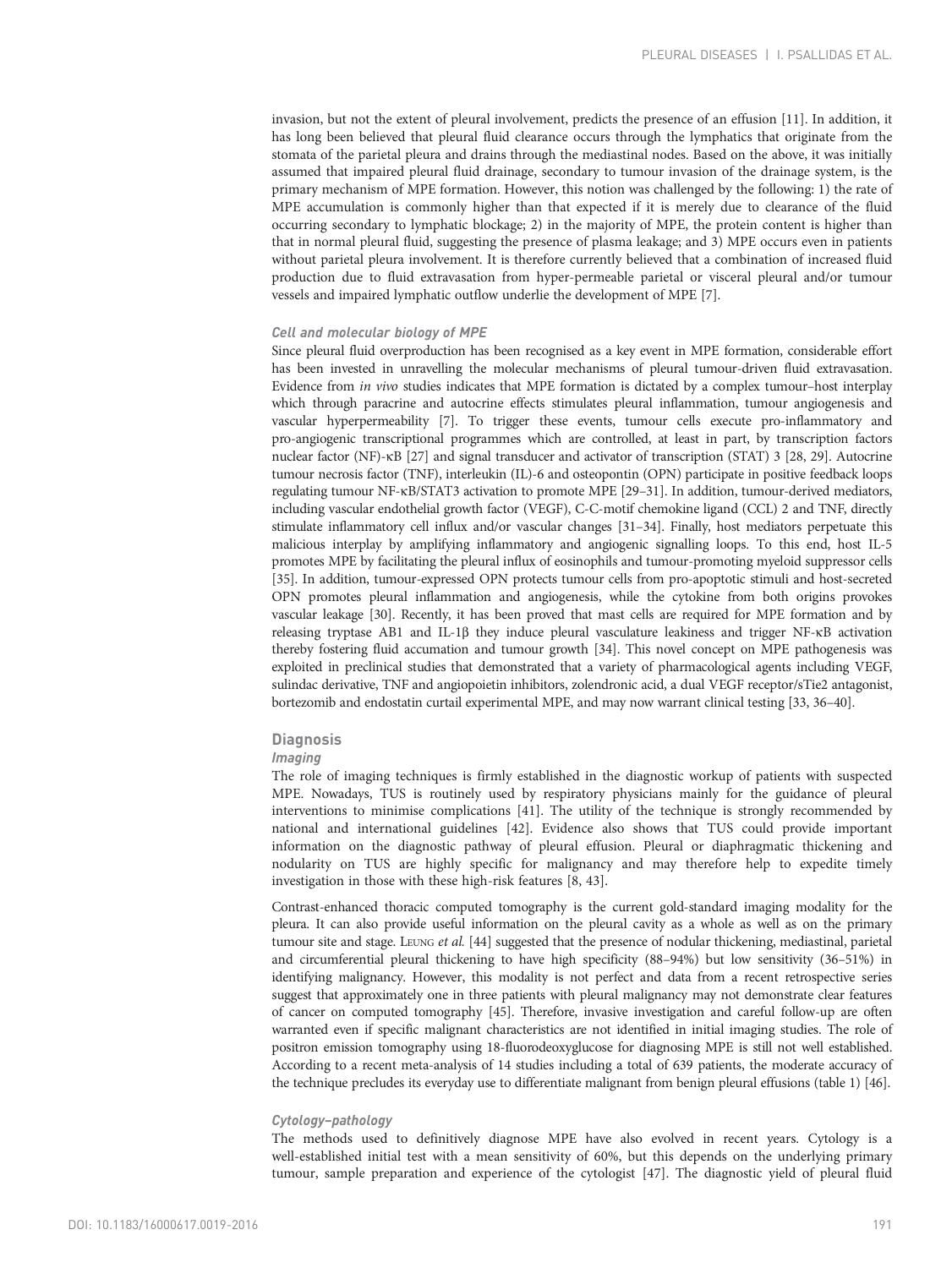invasion, but not the extent of pleural involvement, predicts the presence of an effusion [11]. In addition, it has long been believed that pleural fluid clearance occurs through the lymphatics that originate from the stomata of the parietal pleura and drains through the mediastinal nodes. Based on the above, it was initially assumed that impaired pleural fluid drainage, secondary to tumour invasion of the drainage system, is the primary mechanism of MPE formation. However, this notion was challenged by the following: 1) the rate of MPE accumulation is commonly higher than that expected if it is merely due to clearance of the fluid occurring secondary to lymphatic blockage; 2) in the majority of MPE, the protein content is higher than that in normal pleural fluid, suggesting the presence of plasma leakage; and 3) MPE occurs even in patients without parietal pleura involvement. It is therefore currently believed that a combination of increased fluid production due to fluid extravasation from hyper-permeable parietal or visceral pleural and/or tumour vessels and impaired lymphatic outflow underlie the development of MPE [7].

#### Cell and molecular biology of MPE

Since pleural fluid overproduction has been recognised as a key event in MPE formation, considerable effort has been invested in unravelling the molecular mechanisms of pleural tumour-driven fluid extravasation. Evidence from *in vivo* studies indicates that MPE formation is dictated by a complex tumour–host interplay which through paracrine and autocrine effects stimulates pleural inflammation, tumour angiogenesis and vascular hyperpermeability [7]. To trigger these events, tumour cells execute pro-inflammatory and pro-angiogenic transcriptional programmes which are controlled, at least in part, by transcription factors nuclear factor (NF)-κB [27] and signal transducer and activator of transcription (STAT) 3 [28, 29]. Autocrine tumour necrosis factor (TNF), interleukin (IL)-6 and osteopontin (OPN) participate in positive feedback loops regulating tumour NF-κB/STAT3 activation to promote MPE [29–31]. In addition, tumour-derived mediators, including vascular endothelial growth factor (VEGF), C-C-motif chemokine ligand (CCL) 2 and TNF, directly stimulate inflammatory cell influx and/or vascular changes [31–34]. Finally, host mediators perpetuate this malicious interplay by amplifying inflammatory and angiogenic signalling loops. To this end, host IL-5 promotes MPE by facilitating the pleural influx of eosinophils and tumour-promoting myeloid suppressor cells [35]. In addition, tumour-expressed OPN protects tumour cells from pro-apoptotic stimuli and host-secreted OPN promotes pleural inflammation and angiogenesis, while the cytokine from both origins provokes vascular leakage [30]. Recently, it has been proved that mast cells are required for MPE formation and by releasing tryptase AB1 and IL-1β they induce pleural vasculature leakiness and trigger NF-κB activation thereby fostering fluid accumation and tumour growth [34]. This novel concept on MPE pathogenesis was exploited in preclinical studies that demonstrated that a variety of pharmacological agents including VEGF, sulindac derivative, TNF and angiopoietin inhibitors, zolendronic acid, a dual VEGF receptor/sTie2 antagonist, bortezomib and endostatin curtail experimental MPE, and may now warrant clinical testing [33, 36–40].

### Diagnosis

#### Imaging

The role of imaging techniques is firmly established in the diagnostic workup of patients with suspected MPE. Nowadays, TUS is routinely used by respiratory physicians mainly for the guidance of pleural interventions to minimise complications [41]. The utility of the technique is strongly recommended by national and international guidelines [42]. Evidence also shows that TUS could provide important information on the diagnostic pathway of pleural effusion. Pleural or diaphragmatic thickening and nodularity on TUS are highly specific for malignancy and may therefore help to expedite timely investigation in those with these high-risk features [8, 43].

Contrast-enhanced thoracic computed tomography is the current gold-standard imaging modality for the pleura. It can also provide useful information on the pleural cavity as a whole as well as on the primary tumour site and stage. Leung *et al.* [44] suggested that the presence of nodular thickening, mediastinal, parietal and circumferential pleural thickening to have high specificity (88–94%) but low sensitivity (36–51%) in identifying malignancy. However, this modality is not perfect and data from a recent retrospective series suggest that approximately one in three patients with pleural malignancy may not demonstrate clear features of cancer on computed tomography [45]. Therefore, invasive investigation and careful follow-up are often warranted even if specific malignant characteristics are not identified in initial imaging studies. The role of positron emission tomography using 18-fluorodeoxyglucose for diagnosing MPE is still not well established. According to a recent meta-analysis of 14 studies including a total of 639 patients, the moderate accuracy of the technique precludes its everyday use to differentiate malignant from benign pleural effusions (table 1) [46].

#### Cytology–pathology

The methods used to definitively diagnose MPE have also evolved in recent years. Cytology is a well-established initial test with a mean sensitivity of 60%, but this depends on the underlying primary tumour, sample preparation and experience of the cytologist [47]. The diagnostic yield of pleural fluid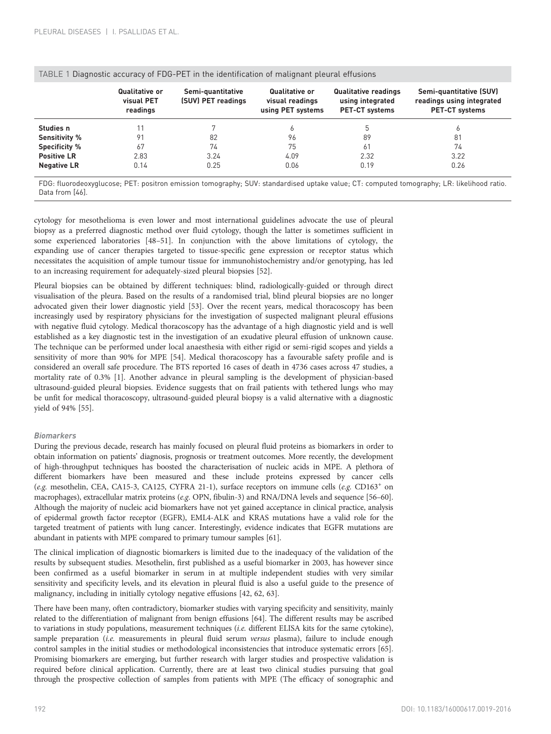TABLE 1 Diagnostic accuracy of FDG-PET in the identification of malignant pleural effusions

| | Qualitative or visual PET readings | Semi-quantitative (SUV) PET readings | Qualitative or visual readings using PET systems | Qualitative readings using integrated PET-CT systems | Semi-quantitative (SUV) readings using integrated PET-CT systems |
|---|---|---|---|---|---|
| **Studies n** | 11 | 7 | 6 | 5 | 6 |
| **Sensitivity %** | 91 | 82 | 96 | 89 | 81 |
| **Specificity %** | 67 | 74 | 75 | 61 | 74 |
| **Positive LR** | 2.83 | 3.24 | 4.09 | 2.32 | 3.22 |
| **Negative LR** | 0.14 | 0.25 | 0.06 | 0.19 | 0.26 |

FDG: fluorodeoxyglucose; PET: positron emission tomography; SUV: standardised uptake value; CT: computed tomography; LR: likelihood ratio. Data from [46].

cytology for mesothelioma is even lower and most international guidelines advocate the use of pleural biopsy as a preferred diagnostic method over fluid cytology, though the latter is sometimes sufficient in some experienced laboratories [48–51]. In conjunction with the above limitations of cytology, the expanding use of cancer therapies targeted to tissue-specific gene expression or receptor status which necessitates the acquisition of ample tumour tissue for immunohistochemistry and/or genotyping, has led to an increasing requirement for adequately-sized pleural biopsies [52].

Pleural biopsies can be obtained by different techniques: blind, radiologically-guided or through direct visualisation of the pleura. Based on the results of a randomised trial, blind pleural biopsies are no longer advocated given their lower diagnostic yield [53]. Over the recent years, medical thoracoscopy has been increasingly used by respiratory physicians for the investigation of suspected malignant pleural effusions with negative fluid cytology. Medical thoracoscopy has the advantage of a high diagnostic yield and is well established as a key diagnostic test in the investigation of an exudative pleural effusion of unknown cause. The technique can be performed under local anaesthesia with either rigid or semi-rigid scopes and yields a sensitivity of more than 90% for MPE [54]. Medical thoracoscopy has a favourable safety profile and is considered an overall safe procedure. The BTS reported 16 cases of death in 4736 cases across 47 studies, a mortality rate of 0.3% [1]. Another advance in pleural sampling is the development of physician-based ultrasound-guided pleural biopsies. Evidence suggests that on frail patients with tethered lungs who may be unfit for medical thoracoscopy, ultrasound-guided pleural biopsy is a valid alternative with a diagnostic yield of 94% [55].

### *Biomarkers*

During the previous decade, research has mainly focused on pleural fluid proteins as biomarkers in order to obtain information on patients' diagnosis, prognosis or treatment outcomes. More recently, the development of high-throughput techniques has boosted the characterisation of nucleic acids in MPE. A plethora of different biomarkers have been measured and these include proteins expressed by cancer cells (*e.g.* mesothelin, CEA, CA15-3, CA125, CYFRA 21-1), surface receptors on immune cells (*e.g.* $CD163^{+}$ on macrophages), extracellular matrix proteins (*e.g.* OPN, fibulin-3) and RNA/DNA levels and sequence [56–60]. Although the majority of nucleic acid biomarkers have not yet gained acceptance in clinical practice, analysis of epidermal growth factor receptor (EGFR), EML4-ALK and KRAS mutations have a valid role for the targeted treatment of patients with lung cancer. Interestingly, evidence indicates that EGFR mutations are abundant in patients with MPE compared to primary tumour samples [61].

The clinical implication of diagnostic biomarkers is limited due to the inadequacy of the validation of the results by subsequent studies. Mesothelin, first published as a useful biomarker in 2003, has however since been confirmed as a useful biomarker in serum in at multiple independent studies with very similar sensitivity and specificity levels, and its elevation in pleural fluid is also a useful guide to the presence of malignancy, including in initially cytology negative effusions [42, 62, 63].

There have been many, often contradictory, biomarker studies with varying specificity and sensitivity, mainly related to the differentiation of malignant from benign effusions [64]. The different results may be ascribed to variations in study populations, measurement techniques (*i.e.* different ELISA kits for the same cytokine), sample preparation (*i.e.* measurements in pleural fluid serum *versus* plasma), failure to include enough control samples in the initial studies or methodological inconsistencies that introduce systematic errors [65]. Promising biomarkers are emerging, but further research with larger studies and prospective validation is required before clinical application. Currently, there are at least two clinical studies pursuing that goal through the prospective collection of samples from patients with MPE (The efficacy of sonographic and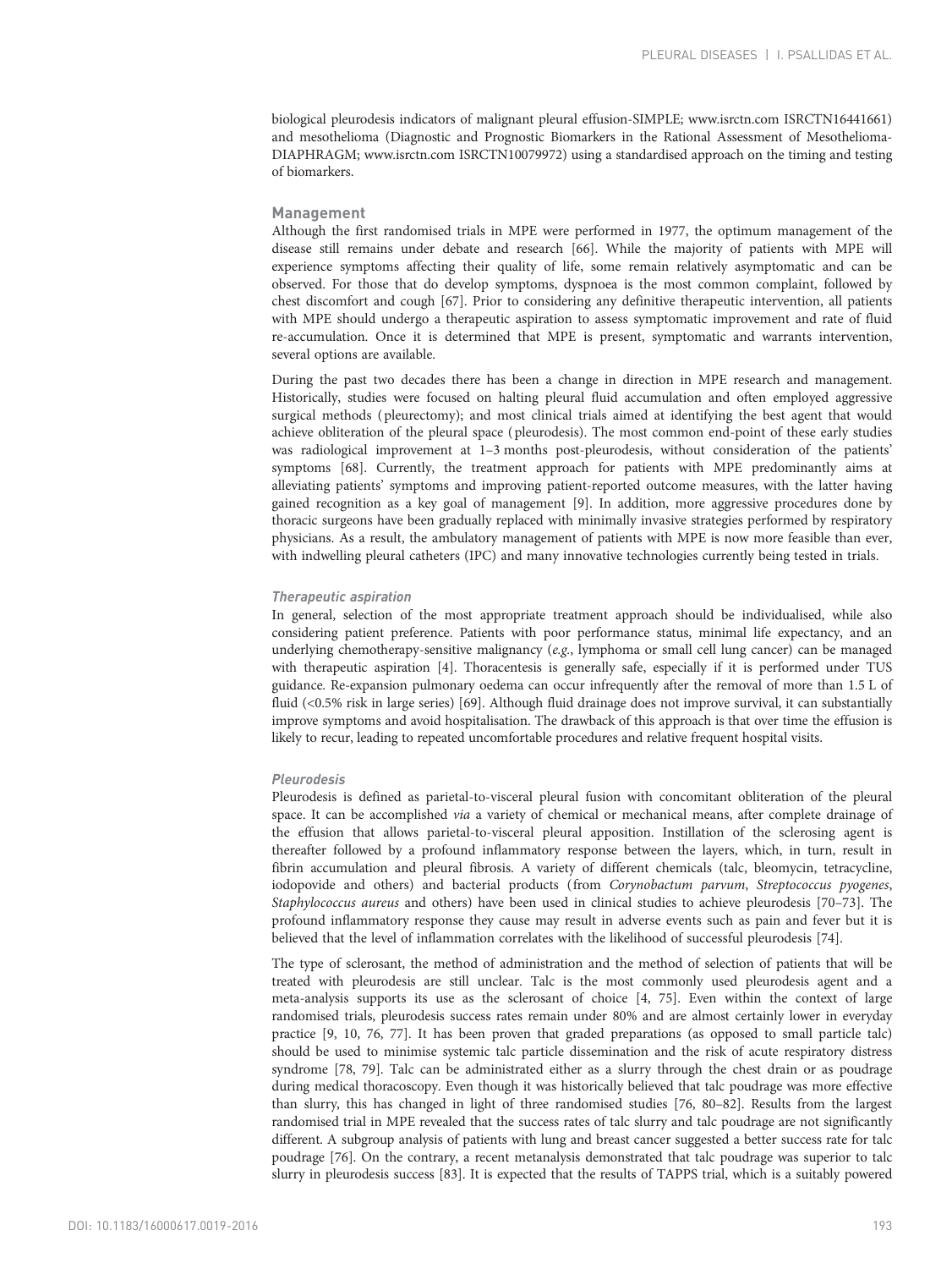biological pleurodesis indicators of malignant pleural effusion-SIMPLE; www.isrctn.com ISRCTN16441661) and mesothelioma (Diagnostic and Prognostic Biomarkers in the Rational Assessment of Mesothelioma-DIAPHRAGM; www.isrctn.com ISRCTN10079972) using a standardised approach on the timing and testing of biomarkers.

## Management

Although the first randomised trials in MPE were performed in 1977, the optimum management of the disease still remains under debate and research [66]. While the majority of patients with MPE will experience symptoms affecting their quality of life, some remain relatively asymptomatic and can be observed. For those that do develop symptoms, dyspnoea is the most common complaint, followed by chest discomfort and cough [67]. Prior to considering any definitive therapeutic intervention, all patients with MPE should undergo a therapeutic aspiration to assess symptomatic improvement and rate of fluid re-accumulation. Once it is determined that MPE is present, symptomatic and warrants intervention, several options are available.

During the past two decades there has been a change in direction in MPE research and management. Historically, studies were focused on halting pleural fluid accumulation and often employed aggressive surgical methods (pleurectomy); and most clinical trials aimed at identifying the best agent that would achieve obliteration of the pleural space (pleurodesis). The most common end-point of these early studies was radiological improvement at 1–3 months post-pleurodesis, without consideration of the patients' symptoms [68]. Currently, the treatment approach for patients with MPE predominantly aims at alleviating patients' symptoms and improving patient-reported outcome measures, with the latter having gained recognition as a key goal of management [9]. In addition, more aggressive procedures done by thoracic surgeons have been gradually replaced with minimally invasive strategies performed by respiratory physicians. As a result, the ambulatory management of patients with MPE is now more feasible than ever, with indwelling pleural catheters (IPC) and many innovative technologies currently being tested in trials.

### *Therapeutic aspiration*

In general, selection of the most appropriate treatment approach should be individualised, while also considering patient preference. Patients with poor performance status, minimal life expectancy, and an underlying chemotherapy-sensitive malignancy (*e.g.*, lymphoma or small cell lung cancer) can be managed with therapeutic aspiration [4]. Thoracentesis is generally safe, especially if it is performed under TUS guidance. Re-expansion pulmonary oedema can occur infrequently after the removal of more than 1.5 L of fluid (<0.5% risk in large series) [69]. Although fluid drainage does not improve survival, it can substantially improve symptoms and avoid hospitalisation. The drawback of this approach is that over time the effusion is likely to recur, leading to repeated uncomfortable procedures and relative frequent hospital visits.

### *Pleurodesis*

Pleurodesis is defined as parietal-to-visceral pleural fusion with concomitant obliteration of the pleural space. It can be accomplished *via* a variety of chemical or mechanical means, after complete drainage of the effusion that allows parietal-to-visceral pleural apposition. Instillation of the sclerosing agent is thereafter followed by a profound inflammatory response between the layers, which, in turn, result in fibrin accumulation and pleural fibrosis. A variety of different chemicals (talc, bleomycin, tetracycline, iodopovide and others) and bacterial products (from *Corynobactum parvum*, *Streptococcus pyogenes*, *Staphylococcus aureus* and others) have been used in clinical studies to achieve pleurodesis [70–73]. The profound inflammatory response they cause may result in adverse events such as pain and fever but it is believed that the level of inflammation correlates with the likelihood of successful pleurodesis [74].

The type of sclerosant, the method of administration and the method of selection of patients that will be treated with pleurodesis are still unclear. Talc is the most commonly used pleurodesis agent and a meta-analysis supports its use as the sclerosant of choice [4, 75]. Even within the context of large randomised trials, pleurodesis success rates remain under 80% and are almost certainly lower in everyday practice [9, 10, 76, 77]. It has been proven that graded preparations (as opposed to small particle talc) should be used to minimise systemic talc particle dissemination and the risk of acute respiratory distress syndrome [78, 79]. Talc can be administrated either as a slurry through the chest drain or as poudrage during medical thoracoscopy. Even though it was historically believed that talc poudrage was more effective than slurry, this has changed in light of three randomised studies [76, 80–82]. Results from the largest randomised trial in MPE revealed that the success rates of talc slurry and talc poudrage are not significantly different. A subgroup analysis of patients with lung and breast cancer suggested a better success rate for talc poudrage [76]. On the contrary, a recent metanalysis demonstrated that talc poudrage was superior to talc slurry in pleurodesis success [83]. It is expected that the results of TAPPS trial, which is a suitably powered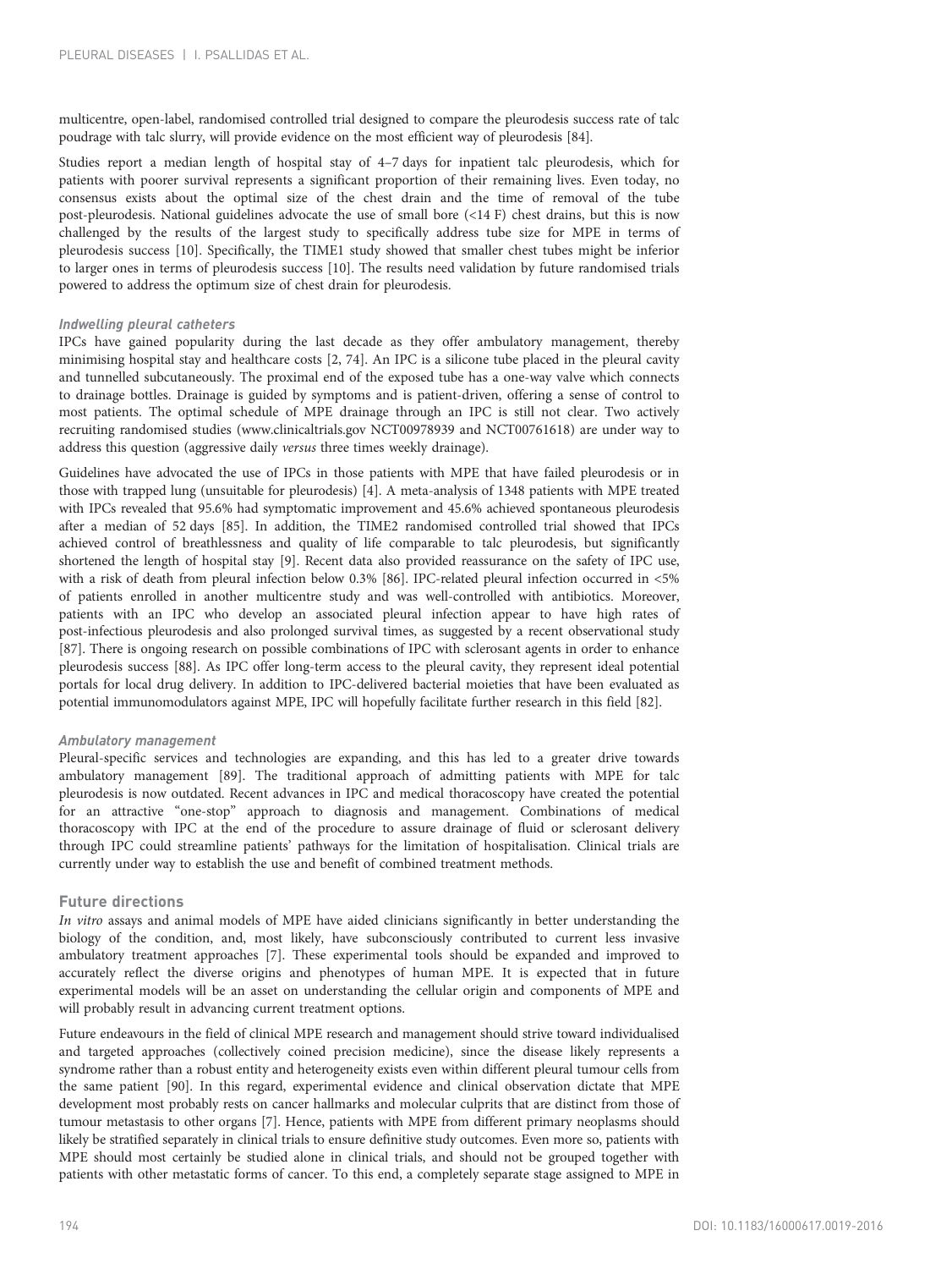multicentre, open-label, randomised controlled trial designed to compare the pleurodesis success rate of talc poudrage with talc slurry, will provide evidence on the most efficient way of pleurodesis [84].

Studies report a median length of hospital stay of 4–7 days for inpatient talc pleurodesis, which for patients with poorer survival represents a significant proportion of their remaining lives. Even today, no consensus exists about the optimal size of the chest drain and the time of removal of the tube post-pleurodesis. National guidelines advocate the use of small bore (<14 F) chest drains, but this is now challenged by the results of the largest study to specifically address tube size for MPE in terms of pleurodesis success [10]. Specifically, the TIME1 study showed that smaller chest tubes might be inferior to larger ones in terms of pleurodesis success [10]. The results need validation by future randomised trials powered to address the optimum size of chest drain for pleurodesis.

#### *Indwelling pleural catheters*

IPCs have gained popularity during the last decade as they offer ambulatory management, thereby minimising hospital stay and healthcare costs [2, 74]. An IPC is a silicone tube placed in the pleural cavity and tunnelled subcutaneously. The proximal end of the exposed tube has a one-way valve which connects to drainage bottles. Drainage is guided by symptoms and is patient-driven, offering a sense of control to most patients. The optimal schedule of MPE drainage through an IPC is still not clear. Two actively recruiting randomised studies (www.clinicaltrials.gov NCT00978939 and NCT00761618) are under way to address this question (aggressive daily *versus* three times weekly drainage).

Guidelines have advocated the use of IPCs in those patients with MPE that have failed pleurodesis or in those with trapped lung (unsuitable for pleurodesis) [4]. A meta-analysis of 1348 patients with MPE treated with IPCs revealed that 95.6% had symptomatic improvement and 45.6% achieved spontaneous pleurodesis after a median of 52 days [85]. In addition, the TIME2 randomised controlled trial showed that IPCs achieved control of breathlessness and quality of life comparable to talc pleurodesis, but significantly shortened the length of hospital stay [9]. Recent data also provided reassurance on the safety of IPC use, with a risk of death from pleural infection below 0.3% [86]. IPC-related pleural infection occurred in <5% of patients enrolled in another multicentre study and was well-controlled with antibiotics. Moreover, patients with an IPC who develop an associated pleural infection appear to have high rates of post-infectious pleurodesis and also prolonged survival times, as suggested by a recent observational study [87]. There is ongoing research on possible combinations of IPC with sclerosant agents in order to enhance pleurodesis success [88]. As IPC offer long-term access to the pleural cavity, they represent ideal potential portals for local drug delivery. In addition to IPC-delivered bacterial moieties that have been evaluated as potential immunomodulators against MPE, IPC will hopefully facilitate further research in this field [82].

#### *Ambulatory management*

Pleural-specific services and technologies are expanding, and this has led to a greater drive towards ambulatory management [89]. The traditional approach of admitting patients with MPE for talc pleurodesis is now outdated. Recent advances in IPC and medical thoracoscopy have created the potential for an attractive "one-stop" approach to diagnosis and management. Combinations of medical thoracoscopy with IPC at the end of the procedure to assure drainage of fluid or sclerosant delivery through IPC could streamline patients' pathways for the limitation of hospitalisation. Clinical trials are currently under way to establish the use and benefit of combined treatment methods.

## Future directions

*In vitro* assays and animal models of MPE have aided clinicians significantly in better understanding the biology of the condition, and, most likely, have subconsciously contributed to current less invasive ambulatory treatment approaches [7]. These experimental tools should be expanded and improved to accurately reflect the diverse origins and phenotypes of human MPE. It is expected that in future experimental models will be an asset on understanding the cellular origin and components of MPE and will probably result in advancing current treatment options.

Future endeavours in the field of clinical MPE research and management should strive toward individualised and targeted approaches (collectively coined precision medicine), since the disease likely represents a syndrome rather than a robust entity and heterogeneity exists even within different pleural tumour cells from the same patient [90]. In this regard, experimental evidence and clinical observation dictate that MPE development most probably rests on cancer hallmarks and molecular culprits that are distinct from those of tumour metastasis to other organs [7]. Hence, patients with MPE from different primary neoplasms should likely be stratified separately in clinical trials to ensure definitive study outcomes. Even more so, patients with MPE should most certainly be studied alone in clinical trials, and should not be grouped together with patients with other metastatic forms of cancer. To this end, a completely separate stage assigned to MPE in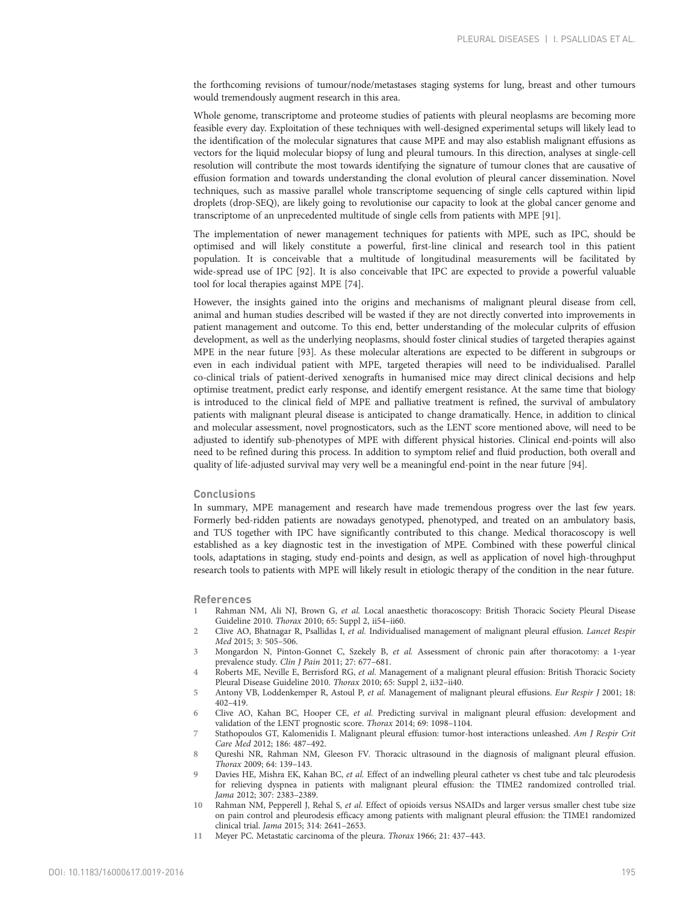the forthcoming revisions of tumour/node/metastases staging systems for lung, breast and other tumours would tremendously augment research in this area.

Whole genome, transcriptome and proteome studies of patients with pleural neoplasms are becoming more feasible every day. Exploitation of these techniques with well-designed experimental setups will likely lead to the identification of the molecular signatures that cause MPE and may also establish malignant effusions as vectors for the liquid molecular biopsy of lung and pleural tumours. In this direction, analyses at single-cell resolution will contribute the most towards identifying the signature of tumour clones that are causative of effusion formation and towards understanding the clonal evolution of pleural cancer dissemination. Novel techniques, such as massive parallel whole transcriptome sequencing of single cells captured within lipid droplets (drop-SEQ), are likely going to revolutionise our capacity to look at the global cancer genome and transcriptome of an unprecedented multitude of single cells from patients with MPE [91].

The implementation of newer management techniques for patients with MPE, such as IPC, should be optimised and will likely constitute a powerful, first-line clinical and research tool in this patient population. It is conceivable that a multitude of longitudinal measurements will be facilitated by wide-spread use of IPC [92]. It is also conceivable that IPC are expected to provide a powerful valuable tool for local therapies against MPE [74].

However, the insights gained into the origins and mechanisms of malignant pleural disease from cell, animal and human studies described will be wasted if they are not directly converted into improvements in patient management and outcome. To this end, better understanding of the molecular culprits of effusion development, as well as the underlying neoplasms, should foster clinical studies of targeted therapies against MPE in the near future [93]. As these molecular alterations are expected to be different in subgroups or even in each individual patient with MPE, targeted therapies will need to be individualised. Parallel co-clinical trials of patient-derived xenografts in humanised mice may direct clinical decisions and help optimise treatment, predict early response, and identify emergent resistance. At the same time that biology is introduced to the clinical field of MPE and palliative treatment is refined, the survival of ambulatory patients with malignant pleural disease is anticipated to change dramatically. Hence, in addition to clinical and molecular assessment, novel prognosticators, such as the LENT score mentioned above, will need to be adjusted to identify sub-phenotypes of MPE with different physical histories. Clinical end-points will also need to be refined during this process. In addition to symptom relief and fluid production, both overall and quality of life-adjusted survival may very well be a meaningful end-point in the near future [94].

## Conclusions

In summary, MPE management and research have made tremendous progress over the last few years. Formerly bed-ridden patients are nowadays genotyped, phenotyped, and treated on an ambulatory basis, and TUS together with IPC have significantly contributed to this change. Medical thoracoscopy is well established as a key diagnostic test in the investigation of MPE. Combined with these powerful clinical tools, adaptations in staging, study end-points and design, as well as application of novel high-throughput research tools to patients with MPE will likely result in etiologic therapy of the condition in the near future.

## References

1. Rahman NM, Ali NJ, Brown G, *et al.* Local anaesthetic thoracoscopy: British Thoracic Society Pleural Disease Guideline 2010. *Thorax* 2010; 65: Suppl 2, ii54–ii60.
2. Clive AO, Bhatnagar R, Psallidas I, *et al.* Individualised management of malignant pleural effusion. *Lancet Respir Med* 2015; 3: 505–506.
3. Mongardon N, Pinton-Gonnet C, Szekely B, *et al.* Assessment of chronic pain after thoracotomy: a 1-year prevalence study. *Clin J Pain* 2011; 27: 677–681.
4. Roberts ME, Neville E, Berrisford RG, *et al.* Management of a malignant pleural effusion: British Thoracic Society Pleural Disease Guideline 2010. *Thorax* 2010; 65: Suppl 2, ii32–ii40.
5. Antony VB, Loddenkemper R, Astoul P, *et al.* Management of malignant pleural effusions. *Eur Respir J* 2001; 18: 402–419.
6. Clive AO, Kahan BC, Hooper CE, *et al.* Predicting survival in malignant pleural effusion: development and validation of the LENT prognostic score. *Thorax* 2014; 69: 1098–1104.
7. Stathopoulos GT, Kalomenidis I. Malignant pleural effusion: tumor-host interactions unleashed. *Am J Respir Crit Care Med* 2012; 186: 487–492.
8. Qureshi NR, Rahman NM, Gleeson FV. Thoracic ultrasound in the diagnosis of malignant pleural effusion. *Thorax* 2009; 64: 139–143.
9. Davies HE, Mishra EK, Kahan BC, *et al.* Effect of an indwelling pleural catheter vs chest tube and talc pleurodesis for relieving dyspnea in patients with malignant pleural effusion: the TIME2 randomized controlled trial. *Jama* 2012; 307: 2383–2389.
10. Rahman NM, Pepperell J, Rehal S, *et al.* Effect of opioids versus NSAIDs and larger versus smaller chest tube size on pain control and pleurodesis efficacy among patients with malignant pleural effusion: the TIME1 randomized clinical trial. *Jama* 2015; 314: 2641–2653.
11. Meyer PC. Metastatic carcinoma of the pleura. *Thorax* 1966; 21: 437–443.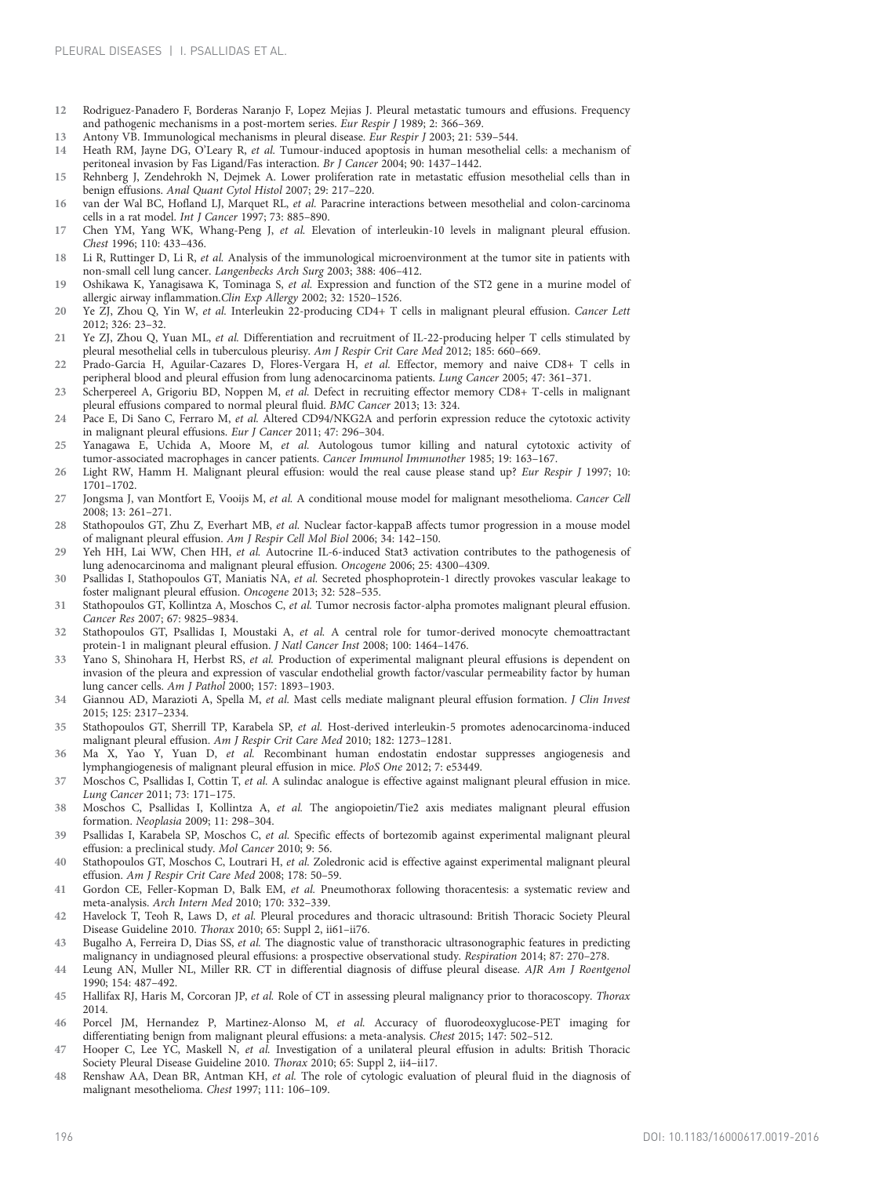12 Rodriguez-Panadero F, Borderas Naranjo F, Lopez Mejias J. Pleural metastatic tumours and effusions. Frequency and pathogenic mechanisms in a post-mortem series. *Eur Respir J* 1989; 2: 366–369.

13 Antony VB. Immunological mechanisms in pleural disease. *Eur Respir J* 2003; 21: 539–544.

14 Heath RM, Jayne DG, O'Leary R, *et al.* Tumour-induced apoptosis in human mesothelial cells: a mechanism of peritoneal invasion by Fas Ligand/Fas interaction. *Br J Cancer* 2004; 90: 1437–1442.

15 Rehnberg J, Zendehrokh N, Dejmek A. Lower proliferation rate in metastatic effusion mesothelial cells than in benign effusions. *Anal Quant Cytol Histol* 2007; 29: 217–220.

16 van der Wal BC, Hofland LJ, Marquet RL, *et al.* Paracrine interactions between mesothelial and colon-carcinoma cells in a rat model. *Int J Cancer* 1997; 73: 885–890.

17 Chen YM, Yang WK, Whang-Peng J, *et al.* Elevation of interleukin-10 levels in malignant pleural effusion. *Chest* 1996; 110: 433–436.

18 Li R, Ruttinger D, Li R, *et al.* Analysis of the immunological microenvironment at the tumor site in patients with non-small cell lung cancer. *Langenbecks Arch Surg* 2003; 388: 406–412.

19 Oshikawa K, Yanagisawa K, Tominaga S, *et al.* Expression and function of the ST2 gene in a murine model of allergic airway inflammation.*Clin Exp Allergy* 2002; 32: 1520–1526.

20 Ye ZJ, Zhou Q, Yin W, *et al.* Interleukin 22-producing CD4+ T cells in malignant pleural effusion. *Cancer Lett* 2012; 326: 23–32.

21 Ye ZJ, Zhou Q, Yuan ML, *et al.* Differentiation and recruitment of IL-22-producing helper T cells stimulated by pleural mesothelial cells in tuberculous pleurisy. *Am J Respir Crit Care Med* 2012; 185: 660–669.

22 Prado-Garcia H, Aguilar-Cazares D, Flores-Vergara H, *et al.* Effector, memory and naive CD8+ T cells in peripheral blood and pleural effusion from lung adenocarcinoma patients. *Lung Cancer* 2005; 47: 361–371.

23 Scherpereel A, Grigoriu BD, Noppen M, *et al.* Defect in recruiting effector memory CD8+ T-cells in malignant pleural effusions compared to normal pleural fluid. *BMC Cancer* 2013; 13: 324.

24 Pace E, Di Sano C, Ferraro M, *et al.* Altered CD94/NKG2A and perforin expression reduce the cytotoxic activity in malignant pleural effusions. *Eur J Cancer* 2011; 47: 296–304.

25 Yanagawa E, Uchida A, Moore M, *et al.* Autologous tumor killing and natural cytotoxic activity of tumor-associated macrophages in cancer patients. *Cancer Immunol Immunother* 1985; 19: 163–167.

26 Light RW, Hamm H. Malignant pleural effusion: would the real cause please stand up? *Eur Respir J* 1997; 10: 1701–1702.

27 Jongsma J, van Montfort E, Vooijs M, *et al.* A conditional mouse model for malignant mesothelioma. *Cancer Cell* 2008; 13: 261–271.

28 Stathopoulos GT, Zhu Z, Everhart MB, *et al.* Nuclear factor-kappaB affects tumor progression in a mouse model of malignant pleural effusion. *Am J Respir Cell Mol Biol* 2006; 34: 142–150.

29 Yeh HH, Lai WW, Chen HH, *et al.* Autocrine IL-6-induced Stat3 activation contributes to the pathogenesis of lung adenocarcinoma and malignant pleural effusion. *Oncogene* 2006; 25: 4300–4309.

30 Psallidas I, Stathopoulos GT, Maniatis NA, *et al.* Secreted phosphoprotein-1 directly provokes vascular leakage to foster malignant pleural effusion. *Oncogene* 2013; 32: 528–535.

31 Stathopoulos GT, Kollintza A, Moschos C, *et al.* Tumor necrosis factor-alpha promotes malignant pleural effusion. *Cancer Res* 2007; 67: 9825–9834.

32 Stathopoulos GT, Psallidas I, Moustaki A, *et al.* A central role for tumor-derived monocyte chemoattractant protein-1 in malignant pleural effusion. *J Natl Cancer Inst* 2008; 100: 1464–1476.

33 Yano S, Shinohara H, Herbst RS, *et al.* Production of experimental malignant pleural effusions is dependent on invasion of the pleura and expression of vascular endothelial growth factor/vascular permeability factor by human lung cancer cells. *Am J Pathol* 2000; 157: 1893–1903.

34 Giannou AD, Marazioti A, Spella M, *et al.* Mast cells mediate malignant pleural effusion formation. *J Clin Invest* 2015; 125: 2317–2334.

35 Stathopoulos GT, Sherrill TP, Karabela SP, *et al.* Host-derived interleukin-5 promotes adenocarcinoma-induced malignant pleural effusion. *Am J Respir Crit Care Med* 2010; 182: 1273–1281.

36 Ma X, Yao Y, Yuan D, *et al.* Recombinant human endostatin endostar suppresses angiogenesis and lymphangiogenesis of malignant pleural effusion in mice. *PloS One* 2012; 7: e53449.

37 Moschos C, Psallidas I, Cottin T, *et al.* A sulindac analogue is effective against malignant pleural effusion in mice. *Lung Cancer* 2011; 73: 171–175.

38 Moschos C, Psallidas I, Kollintza A, *et al.* The angiopoietin/Tie2 axis mediates malignant pleural effusion formation. *Neoplasia* 2009; 11: 298–304.

39 Psallidas I, Karabela SP, Moschos C, *et al.* Specific effects of bortezomib against experimental malignant pleural effusion: a preclinical study. *Mol Cancer* 2010; 9: 56.

40 Stathopoulos GT, Moschos C, Loutrari H, *et al.* Zoledronic acid is effective against experimental malignant pleural effusion. *Am J Respir Crit Care Med* 2008; 178: 50–59.

41 Gordon CE, Feller-Kopman D, Balk EM, *et al.* Pneumothorax following thoracentesis: a systematic review and meta-analysis. *Arch Intern Med* 2010; 170: 332–339.

42 Havelock T, Teoh R, Laws D, *et al.* Pleural procedures and thoracic ultrasound: British Thoracic Society Pleural Disease Guideline 2010. *Thorax* 2010; 65: Suppl 2, ii61–ii76.

43 Bugalho A, Ferreira D, Dias SS, *et al.* The diagnostic value of transthoracic ultrasonographic features in predicting malignancy in undiagnosed pleural effusions: a prospective observational study. *Respiration* 2014; 87: 270–278.

44 Leung AN, Muller NL, Miller RR. CT in differential diagnosis of diffuse pleural disease. *AJR Am J Roentgenol* 1990; 154: 487–492.

45 Hallifax RJ, Haris M, Corcoran JP, *et al.* Role of CT in assessing pleural malignancy prior to thoracoscopy. *Thorax* 2014.

46 Porcel JM, Hernandez P, Martinez-Alonso M, *et al.* Accuracy of fluorodeoxyglucose-PET imaging for differentiating benign from malignant pleural effusions: a meta-analysis. *Chest* 2015; 147: 502–512.

47 Hooper C, Lee YC, Maskell N, *et al.* Investigation of a unilateral pleural effusion in adults: British Thoracic Society Pleural Disease Guideline 2010. *Thorax* 2010; 65: Suppl 2, ii4–ii17.

48 Renshaw AA, Dean BR, Antman KH, *et al.* The role of cytologic evaluation of pleural fluid in the diagnosis of malignant mesothelioma. *Chest* 1997; 111: 106–109.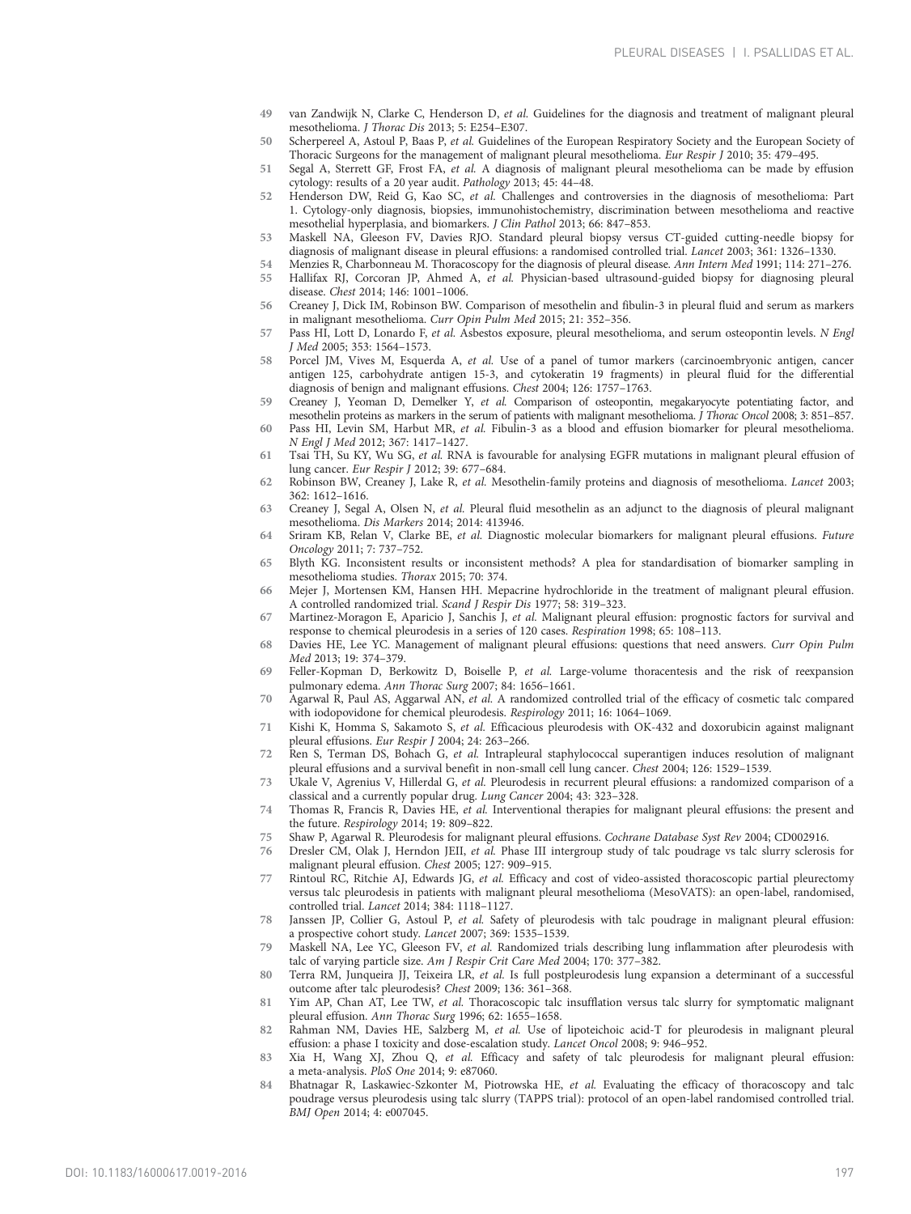49 van Zandwijk N, Clarke C, Henderson D, *et al.* Guidelines for the diagnosis and treatment of malignant pleural mesothelioma. *J Thorac Dis* 2013; 5: E254–E307.

50 Scherpereel A, Astoul P, Baas P, *et al.* Guidelines of the European Respiratory Society and the European Society of Thoracic Surgeons for the management of malignant pleural mesothelioma. *Eur Respir J* 2010; 35: 479–495.

51 Segal A, Sterrett GF, Frost FA, *et al.* A diagnosis of malignant pleural mesothelioma can be made by effusion cytology: results of a 20 year audit. *Pathology* 2013; 45: 44–48.

52 Henderson DW, Reid G, Kao SC, *et al.* Challenges and controversies in the diagnosis of mesothelioma: Part 1. Cytology-only diagnosis, biopsies, immunohistochemistry, discrimination between mesothelioma and reactive mesothelial hyperplasia, and biomarkers. *J Clin Pathol* 2013; 66: 847–853.

53 Maskell NA, Gleeson FV, Davies RJO. Standard pleural biopsy versus CT-guided cutting-needle biopsy for diagnosis of malignant disease in pleural effusions: a randomised controlled trial. *Lancet* 2003; 361: 1326–1330.

54 Menzies R, Charbonneau M. Thoracoscopy for the diagnosis of pleural disease. *Ann Intern Med* 1991; 114: 271–276.

55 Hallifax RJ, Corcoran JP, Ahmed A, *et al.* Physician-based ultrasound-guided biopsy for diagnosing pleural disease. *Chest* 2014; 146: 1001–1006.

56 Creaney J, Dick IM, Robinson BW. Comparison of mesothelin and fibulin-3 in pleural fluid and serum as markers in malignant mesothelioma. *Curr Opin Pulm Med* 2015; 21: 352–356.

57 Pass HI, Lott D, Lonardo F, *et al.* Asbestos exposure, pleural mesothelioma, and serum osteopontin levels. *N Engl J Med* 2005; 353: 1564–1573.

58 Porcel JM, Vives M, Esquerda A, *et al.* Use of a panel of tumor markers (carcinoembryonic antigen, cancer antigen 125, carbohydrate antigen 15-3, and cytokeratin 19 fragments) in pleural fluid for the differential diagnosis of benign and malignant effusions. *Chest* 2004; 126: 1757–1763.

59 Creaney J, Yeoman D, Demelker Y, *et al.* Comparison of osteopontin, megakaryocyte potentiating factor, and mesothelin proteins as markers in the serum of patients with malignant mesothelioma. *J Thorac Oncol* 2008; 3: 851–857.

60 Pass HI, Levin SM, Harbut MR, *et al.* Fibulin-3 as a blood and effusion biomarker for pleural mesothelioma. *N Engl J Med* 2012; 367: 1417–1427.

61 Tsai TH, Su KY, Wu SG, *et al.* RNA is favourable for analysing EGFR mutations in malignant pleural effusion of lung cancer. *Eur Respir J* 2012; 39: 677–684.

62 Robinson BW, Creaney J, Lake R, *et al.* Mesothelin-family proteins and diagnosis of mesothelioma. *Lancet* 2003; 362: 1612–1616.

63 Creaney J, Segal A, Olsen N, *et al.* Pleural fluid mesothelin as an adjunct to the diagnosis of pleural malignant mesothelioma. *Dis Markers* 2014; 2014: 413946.

64 Sriram KB, Relan V, Clarke BE, *et al.* Diagnostic molecular biomarkers for malignant pleural effusions. *Future Oncology* 2011; 7: 737–752.

65 Blyth KG. Inconsistent results or inconsistent methods? A plea for standardisation of biomarker sampling in mesothelioma studies. *Thorax* 2015; 70: 374.

66 Mejer J, Mortensen KM, Hansen HH. Mepacrine hydrochloride in the treatment of malignant pleural effusion. A controlled randomized trial. *Scand J Respir Dis* 1977; 58: 319–323.

67 Martinez-Moragon E, Aparicio J, Sanchis J, *et al.* Malignant pleural effusion: prognostic factors for survival and response to chemical pleurodesis in a series of 120 cases. *Respiration* 1998; 65: 108–113.

68 Davies HE, Lee YC. Management of malignant pleural effusions: questions that need answers. *Curr Opin Pulm Med* 2013; 19: 374–379.

69 Feller-Kopman D, Berkowitz D, Boiselle P, *et al.* Large-volume thoracentesis and the risk of reexpansion pulmonary edema. *Ann Thorac Surg* 2007; 84: 1656–1661.

70 Agarwal R, Paul AS, Aggarwal AN, *et al.* A randomized controlled trial of the efficacy of cosmetic talc compared with iodopovidone for chemical pleurodesis. *Respirology* 2011; 16: 1064–1069.

71 Kishi K, Homma S, Sakamoto S, *et al.* Efficacious pleurodesis with OK-432 and doxorubicin against malignant pleural effusions. *Eur Respir J* 2004; 24: 263–266.

72 Ren S, Terman DS, Bohach G, *et al.* Intrapleural staphylococcal superantigen induces resolution of malignant pleural effusions and a survival benefit in non-small cell lung cancer. *Chest* 2004; 126: 1529–1539.

73 Ukale V, Agrenius V, Hillerdal G, *et al.* Pleurodesis in recurrent pleural effusions: a randomized comparison of a classical and a currently popular drug. *Lung Cancer* 2004; 43: 323–328.

74 Thomas R, Francis R, Davies HE, *et al.* Interventional therapies for malignant pleural effusions: the present and the future. *Respirology* 2014; 19: 809–822.

75 Shaw P, Agarwal R. Pleurodesis for malignant pleural effusions. *Cochrane Database Syst Rev* 2004; CD002916.

76 Dresler CM, Olak J, Herndon JEII, *et al.* Phase III intergroup study of talc poudrage vs talc slurry sclerosis for malignant pleural effusion. *Chest* 2005; 127: 909–915.

77 Rintoul RC, Ritchie AJ, Edwards JG, *et al.* Efficacy and cost of video-assisted thoracoscopic partial pleurectomy versus talc pleurodesis in patients with malignant pleural mesothelioma (MesoVATS): an open-label, randomised, controlled trial. *Lancet* 2014; 384: 1118–1127.

78 Janssen JP, Collier G, Astoul P, *et al.* Safety of pleurodesis with talc poudrage in malignant pleural effusion: a prospective cohort study. *Lancet* 2007; 369: 1535–1539.

79 Maskell NA, Lee YC, Gleeson FV, *et al.* Randomized trials describing lung inflammation after pleurodesis with talc of varying particle size. *Am J Respir Crit Care Med* 2004; 170: 377–382.

80 Terra RM, Junqueira JJ, Teixeira LR, *et al.* Is full postpleurodesis lung expansion a determinant of a successful outcome after talc pleurodesis? *Chest* 2009; 136: 361–368.

81 Yim AP, Chan AT, Lee TW, *et al.* Thoracoscopic talc insufflation versus talc slurry for symptomatic malignant pleural effusion. *Ann Thorac Surg* 1996; 62: 1655–1658.

82 Rahman NM, Davies HE, Salzberg M, *et al.* Use of lipoteichoic acid-T for pleurodesis in malignant pleural effusion: a phase I toxicity and dose-escalation study. *Lancet Oncol* 2008; 9: 946–952.

83 Xia H, Wang XJ, Zhou Q, *et al.* Efficacy and safety of talc pleurodesis for malignant pleural effusion: a meta-analysis. *PloS One* 2014; 9: e87060.

84 Bhatnagar R, Laskawiec-Szkonter M, Piotrowska HE, *et al.* Evaluating the efficacy of thoracoscopy and talc poudrage versus pleurodesis using talc slurry (TAPPS trial): protocol of an open-label randomised controlled trial. *BMJ Open* 2014; 4: e007045.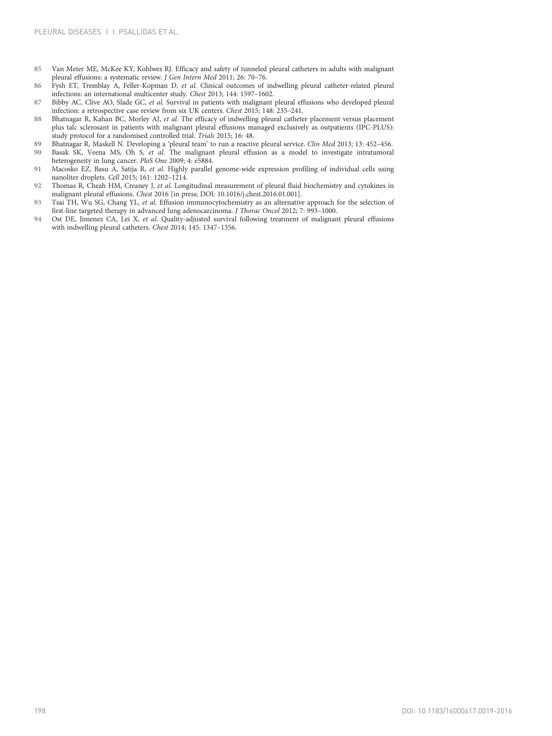85 Van Meter ME, McKee KY, Kohlwes RJ. Efficacy and safety of tunneled pleural catheters in adults with malignant pleural effusions: a systematic review. *J Gen Intern Med* 2011; 26: 70–76.

86 Fysh ET, Tremblay A, Feller-Kopman D, *et al.* Clinical outcomes of indwelling pleural catheter-related pleural infections: an international multicenter study. *Chest* 2013; 144: 1597–1602.

87 Bibby AC, Clive AO, Slade GC, *et al.* Survival in patients with malignant pleural effusions who developed pleural infection: a retrospective case review from six UK centers. *Chest* 2015; 148: 235–241.

88 Bhatnagar R, Kahan BC, Morley AJ, *et al.* The efficacy of indwelling pleural catheter placement versus placement plus talc sclerosant in patients with malignant pleural effusions managed exclusively as outpatients (IPC-PLUS): study protocol for a randomised controlled trial. *Trials* 2015; 16: 48.

89 Bhatnagar R, Maskell N. Developing a 'pleural team' to run a reactive pleural service. *Clin Med* 2013; 13: 452–456.

90 Basak SK, Veena MS, Oh S, *et al.* The malignant pleural effusion as a model to investigate intratumoral heterogeneity in lung cancer. *PloS One* 2009; 4: e5884.

91 Macosko EZ, Basu A, Satija R, *et al.* Highly parallel genome-wide expression profiling of individual cells using nanoliter droplets. *Cell* 2015; 161: 1202–1214.

92 Thomas R, Cheah HM, Creaney J, *et al.* Longitudinal measurement of pleural fluid biochemistry and cytokines in malignant pleural effusions. *Chest* 2016 [in press; DOI: 10.1016/j.chest.2016.01.001].

93 Tsai TH, Wu SG, Chang YL, *et al.* Effusion immunocytochemistry as an alternative approach for the selection of first-line targeted therapy in advanced lung adenocarcinoma. *J Thorac Oncol* 2012; 7: 993–1000.

94 Ost DE, Jimenez CA, Lei X, *et al.* Quality-adjusted survival following treatment of malignant pleural effusions with indwelling pleural catheters. *Chest* 2014; 145: 1347–1356.